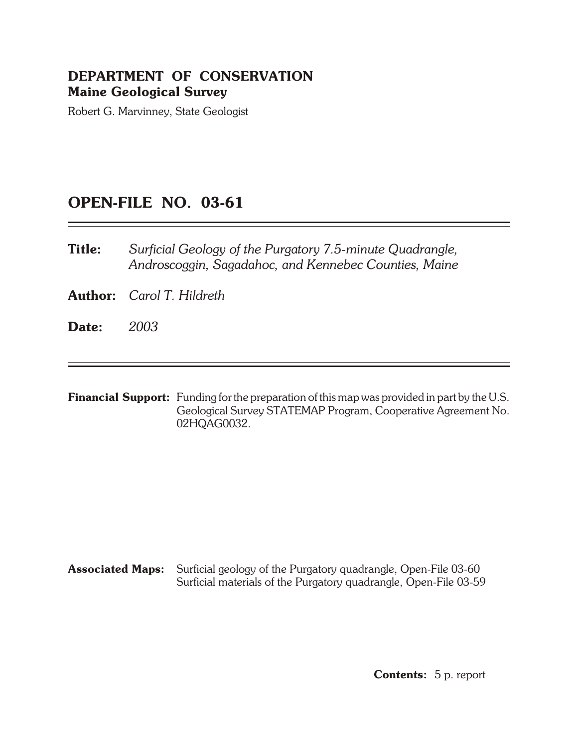**DEPARTMENT OF CONSERVATION**
**Maine Geological Survey**

Robert G. Marvinney, State Geologist

# OPEN-FILE NO. 03-61

---

**Title:** *Surficial Geology of the Purgatory 7.5-minute Quadrangle, Androscoggin, Sagadahoc, and Kennebec Counties, Maine*

**Author:** *Carol T. Hildreth*

**Date:** *2003*

---

**Financial Support:** Funding for the preparation of this map was provided in part by the U.S. Geological Survey STATEMAP Program, Cooperative Agreement No. 02HQAG0032.

**Associated Maps:** Surficial geology of the Purgatory quadrangle, Open-File 03-60
Surficial materials of the Purgatory quadrangle, Open-File 03-59

**Contents:** 5 p. report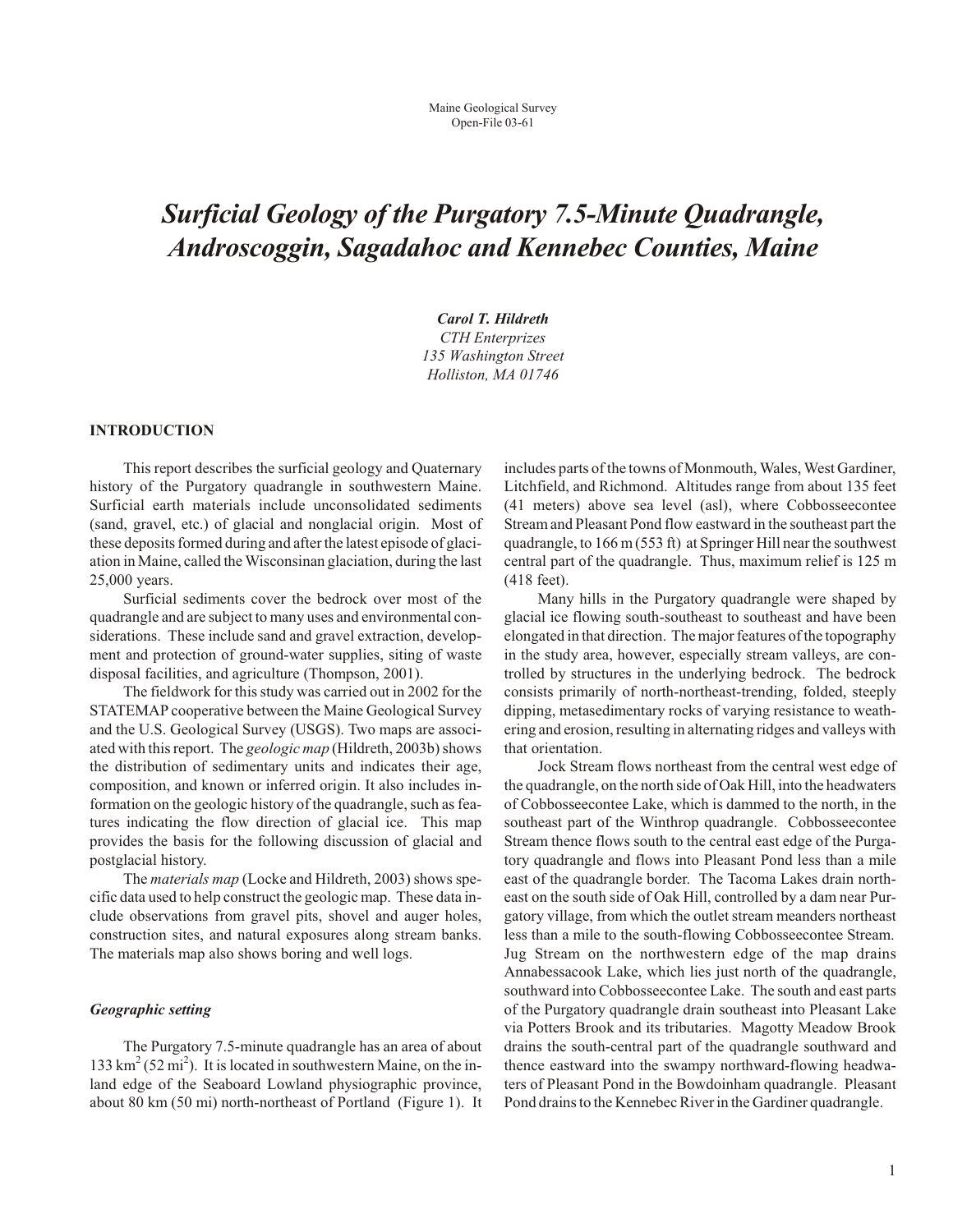Maine Geological Survey
Open-File 03-61

# *Surficial Geology of the Purgatory 7.5-Minute Quadrangle, Androscoggin, Sagadahoc and Kennebec Counties, Maine*

***Carol T. Hildreth***
*CTH Enterprizes*
*135 Washington Street*
*Holliston, MA 01746*

## INTRODUCTION

This report describes the surficial geology and Quaternary history of the Purgatory quadrangle in southwestern Maine. Surficial earth materials include unconsolidated sediments (sand, gravel, etc.) of glacial and nonglacial origin. Most of these deposits formed during and after the latest episode of glaciation in Maine, called the Wisconsinan glaciation, during the last 25,000 years.

Surficial sediments cover the bedrock over most of the quadrangle and are subject to many uses and environmental considerations. These include sand and gravel extraction, development and protection of ground-water supplies, siting of waste disposal facilities, and agriculture (Thompson, 2001).

The fieldwork for this study was carried out in 2002 for the STATEMAP cooperative between the Maine Geological Survey and the U.S. Geological Survey (USGS). Two maps are associated with this report. The *geologic map* (Hildreth, 2003b) shows the distribution of sedimentary units and indicates their age, composition, and known or inferred origin. It also includes information on the geologic history of the quadrangle, such as features indicating the flow direction of glacial ice. This map provides the basis for the following discussion of glacial and postglacial history.

The *materials map* (Locke and Hildreth, 2003) shows specific data used to help construct the geologic map. These data include observations from gravel pits, shovel and auger holes, construction sites, and natural exposures along stream banks. The materials map also shows boring and well logs.

### *Geographic setting*

The Purgatory 7.5-minute quadrangle has an area of about 133 $km^2$ (52 $mi^2$). It is located in southwestern Maine, on the inland edge of the Seaboard Lowland physiographic province, about 80 km (50 mi) north-northeast of Portland (Figure 1). It includes parts of the towns of Monmouth, Wales, West Gardiner, Litchfield, and Richmond. Altitudes range from about 135 feet (41 meters) above sea level (asl), where Cobbosseecontee Stream and Pleasant Pond flow eastward in the southeast part the quadrangle, to 166 m (553 ft) at Springer Hill near the southwest central part of the quadrangle. Thus, maximum relief is 125 m (418 feet).

Many hills in the Purgatory quadrangle were shaped by glacial ice flowing south-southeast to southeast and have been elongated in that direction. The major features of the topography in the study area, however, especially stream valleys, are controlled by structures in the underlying bedrock. The bedrock consists primarily of north-northeast-trending, folded, steeply dipping, metasedimentary rocks of varying resistance to weathering and erosion, resulting in alternating ridges and valleys with that orientation.

Jock Stream flows northeast from the central west edge of the quadrangle, on the north side of Oak Hill, into the headwaters of Cobbosseecontee Lake, which is dammed to the north, in the southeast part of the Winthrop quadrangle. Cobbosseecontee Stream thence flows south to the central east edge of the Purgatory quadrangle and flows into Pleasant Pond less than a mile east of the quadrangle border. The Tacoma Lakes drain northeast on the south side of Oak Hill, controlled by a dam near Purgatory village, from which the outlet stream meanders northeast less than a mile to the south-flowing Cobbosseecontee Stream. Jug Stream on the northwestern edge of the map drains Annabessacook Lake, which lies just north of the quadrangle, southward into Cobbosseecontee Lake. The south and east parts of the Purgatory quadrangle drain southeast into Pleasant Lake via Potters Brook and its tributaries. Magotty Meadow Brook drains the south-central part of the quadrangle southward and thence eastward into the swampy northward-flowing headwaters of Pleasant Pond in the Bowdoinham quadrangle. Pleasant Pond drains to the Kennebec River in the Gardiner quadrangle.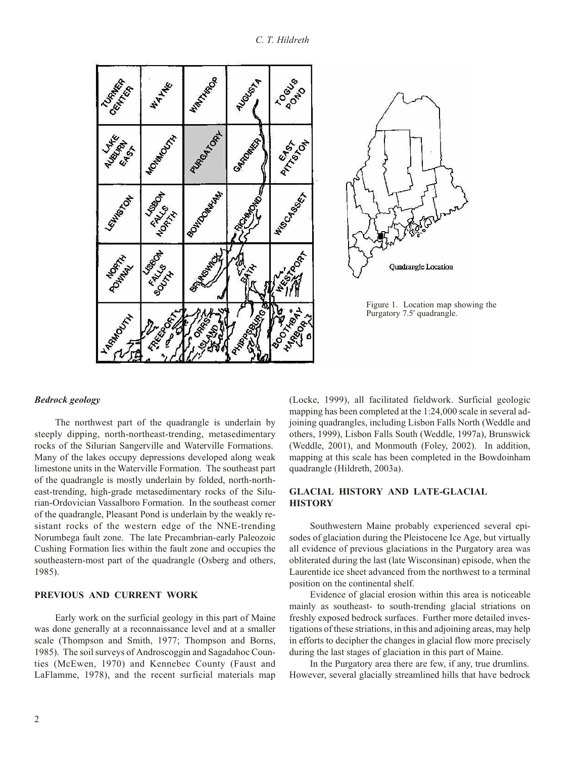Figure 1. Location map showing the Purgatory 7.5' quadrangle.

***Bedrock geology***

The northwest part of the quadrangle is underlain by steeply dipping, north-northeast-trending, metasedimentary rocks of the Silurian Sangerville and Waterville Formations. Many of the lakes occupy depressions developed along weak limestone units in the Waterville Formation. The southeast part of the quadrangle is mostly underlain by folded, north-northeast-trending, high-grade metasedimentary rocks of the Silurian-Ordovician Vassalboro Formation. In the southeast corner of the quadrangle, Pleasant Pond is underlain by the weakly resistant rocks of the western edge of the NNE-trending Norumbega fault zone. The late Precambrian-early Paleozoic Cushing Formation lies within the fault zone and occupies the southeastern-most part of the quadrangle (Osberg and others, 1985).

## PREVIOUS AND CURRENT WORK

Early work on the surficial geology in this part of Maine was done generally at a reconnaissance level and at a smaller scale (Thompson and Smith, 1977; Thompson and Borns, 1985). The soil surveys of Androscoggin and Sagadahoc Counties (McEwen, 1970) and Kennebec County (Faust and LaFlamme, 1978), and the recent surficial materials map (Locke, 1999), all facilitated fieldwork. Surficial geologic mapping has been completed at the 1:24,000 scale in several adjoining quadrangles, including Lisbon Falls North (Weddle and others, 1999), Lisbon Falls South (Weddle, 1997a), Brunswick (Weddle, 2001), and Monmouth (Foley, 2002). In addition, mapping at this scale has been completed in the Bowdoinham quadrangle (Hildreth, 2003a).

## GLACIAL HISTORY AND LATE-GLACIAL HISTORY

Southwestern Maine probably experienced several episodes of glaciation during the Pleistocene Ice Age, but virtually all evidence of previous glaciations in the Purgatory area was obliterated during the last (late Wisconsinan) episode, when the Laurentide ice sheet advanced from the northwest to a terminal position on the continental shelf.

Evidence of glacial erosion within this area is noticeable mainly as southeast- to south-trending glacial striations on freshly exposed bedrock surfaces. Further more detailed investigations of these striations, in this and adjoining areas, may help in efforts to decipher the changes in glacial flow more precisely during the last stages of glaciation in this part of Maine.

In the Purgatory area there are few, if any, true drumlins. However, several glacially streamlined hills that have bedrock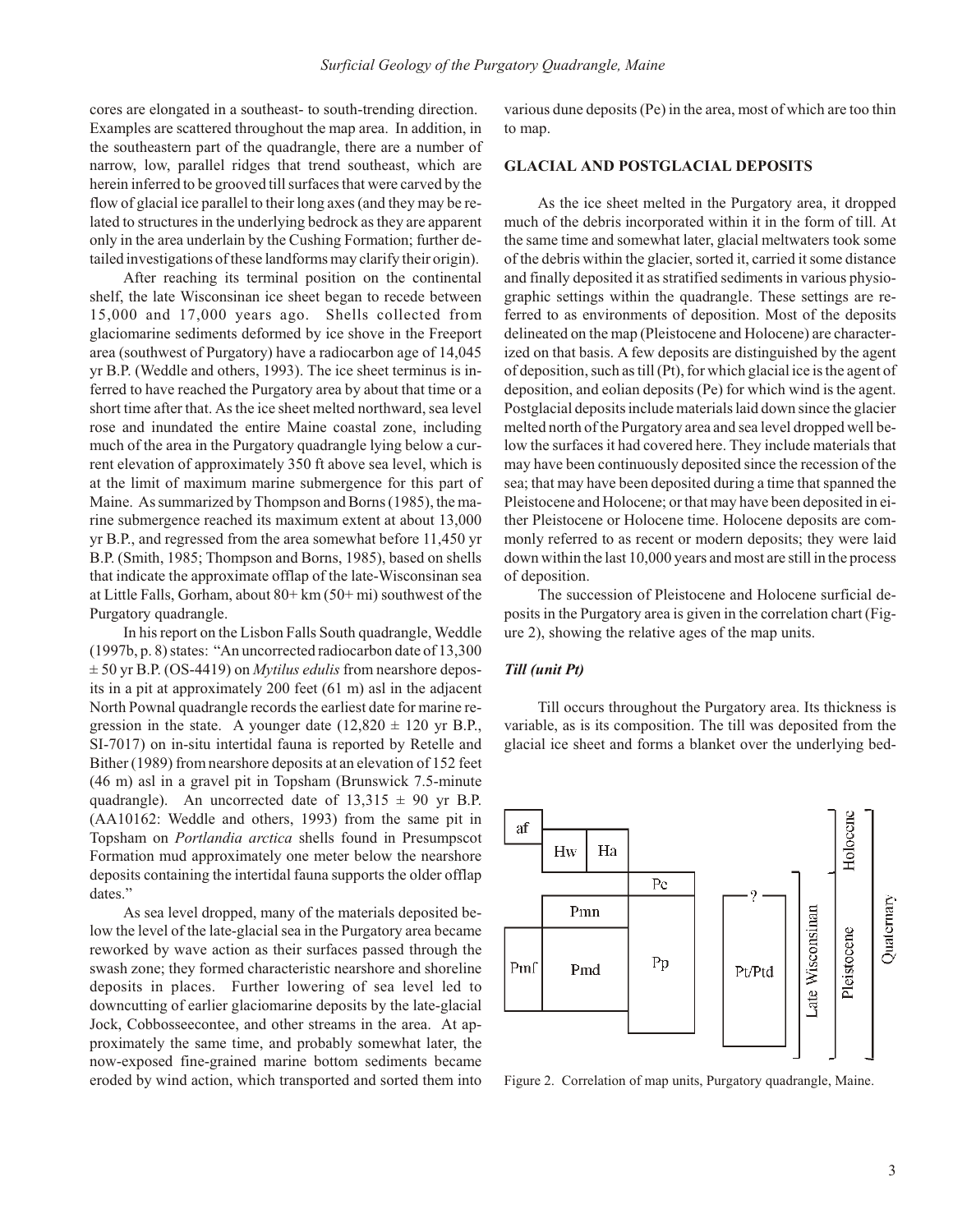cores are elongated in a southeast- to south-trending direction. Examples are scattered throughout the map area. In addition, in the southeastern part of the quadrangle, there are a number of narrow, low, parallel ridges that trend southeast, which are herein inferred to be grooved till surfaces that were carved by the flow of glacial ice parallel to their long axes (and they may be related to structures in the underlying bedrock as they are apparent only in the area underlain by the Cushing Formation; further detailed investigations of these landforms may clarify their origin).

After reaching its terminal position on the continental shelf, the late Wisconsinan ice sheet began to recede between 15,000 and 17,000 years ago. Shells collected from glaciomarine sediments deformed by ice shove in the Freeport area (southwest of Purgatory) have a radiocarbon age of 14,045 yr B.P. (Weddle and others, 1993). The ice sheet terminus is inferred to have reached the Purgatory area by about that time or a short time after that. As the ice sheet melted northward, sea level rose and inundated the entire Maine coastal zone, including much of the area in the Purgatory quadrangle lying below a current elevation of approximately 350 ft above sea level, which is at the limit of maximum marine submergence for this part of Maine. As summarized by Thompson and Borns (1985), the marine submergence reached its maximum extent at about 13,000 yr B.P., and regressed from the area somewhat before 11,450 yr B.P. (Smith, 1985; Thompson and Borns, 1985), based on shells that indicate the approximate offlap of the late-Wisconsinan sea at Little Falls, Gorham, about 80+ km (50+ mi) southwest of the Purgatory quadrangle.

In his report on the Lisbon Falls South quadrangle, Weddle (1997b, p. 8) states: "An uncorrected radiocarbon date of 13,300 ± 50 yr B.P. (OS-4419) on *Mytilus edulis* from nearshore deposits in a pit at approximately 200 feet (61 m) asl in the adjacent North Pownal quadrangle records the earliest date for marine regression in the state. A younger date (12,820 ± 120 yr B.P., SI-7017) on in-situ intertidal fauna is reported by Retelle and Bither (1989) from nearshore deposits at an elevation of 152 feet (46 m) asl in a gravel pit in Topsham (Brunswick 7.5-minute quadrangle). An uncorrected date of 13,315 ± 90 yr B.P. (AA10162: Weddle and others, 1993) from the same pit in Topsham on *Portlandia arctica* shells found in Presumpscot Formation mud approximately one meter below the nearshore deposits containing the intertidal fauna supports the older offlap dates."

As sea level dropped, many of the materials deposited below the level of the late-glacial sea in the Purgatory area became reworked by wave action as their surfaces passed through the swash zone; they formed characteristic nearshore and shoreline deposits in places. Further lowering of sea level led to downcutting of earlier glaciomarine deposits by the late-glacial Jock, Cobbosseecontee, and other streams in the area. At approximately the same time, and probably somewhat later, the now-exposed fine-grained marine bottom sediments became eroded by wind action, which transported and sorted them into various dune deposits (Pe) in the area, most of which are too thin to map.

## GLACIAL AND POSTGLACIAL DEPOSITS

As the ice sheet melted in the Purgatory area, it dropped much of the debris incorporated within it in the form of till. At the same time and somewhat later, glacial meltwaters took some of the debris within the glacier, sorted it, carried it some distance and finally deposited it as stratified sediments in various physiographic settings within the quadrangle. These settings are referred to as environments of deposition. Most of the deposits delineated on the map (Pleistocene and Holocene) are characterized on that basis. A few deposits are distinguished by the agent of deposition, such as till (Pt), for which glacial ice is the agent of deposition, and eolian deposits (Pe) for which wind is the agent. Postglacial deposits include materials laid down since the glacier melted north of the Purgatory area and sea level dropped well below the surfaces it had covered here. They include materials that may have been continuously deposited since the recession of the sea; that may have been deposited during a time that spanned the Pleistocene and Holocene; or that may have been deposited in either Pleistocene or Holocene time. Holocene deposits are commonly referred to as recent or modern deposits; they were laid down within the last 10,000 years and most are still in the process of deposition.

The succession of Pleistocene and Holocene surficial deposits in the Purgatory area is given in the correlation chart (Figure 2), showing the relative ages of the map units.

### *Till (unit Pt)*

Till occurs throughout the Purgatory area. Its thickness is variable, as is its composition. The till was deposited from the glacial ice sheet and forms a blanket over the underlying bed-

Figure 2. Correlation of map units, Purgatory quadrangle, Maine.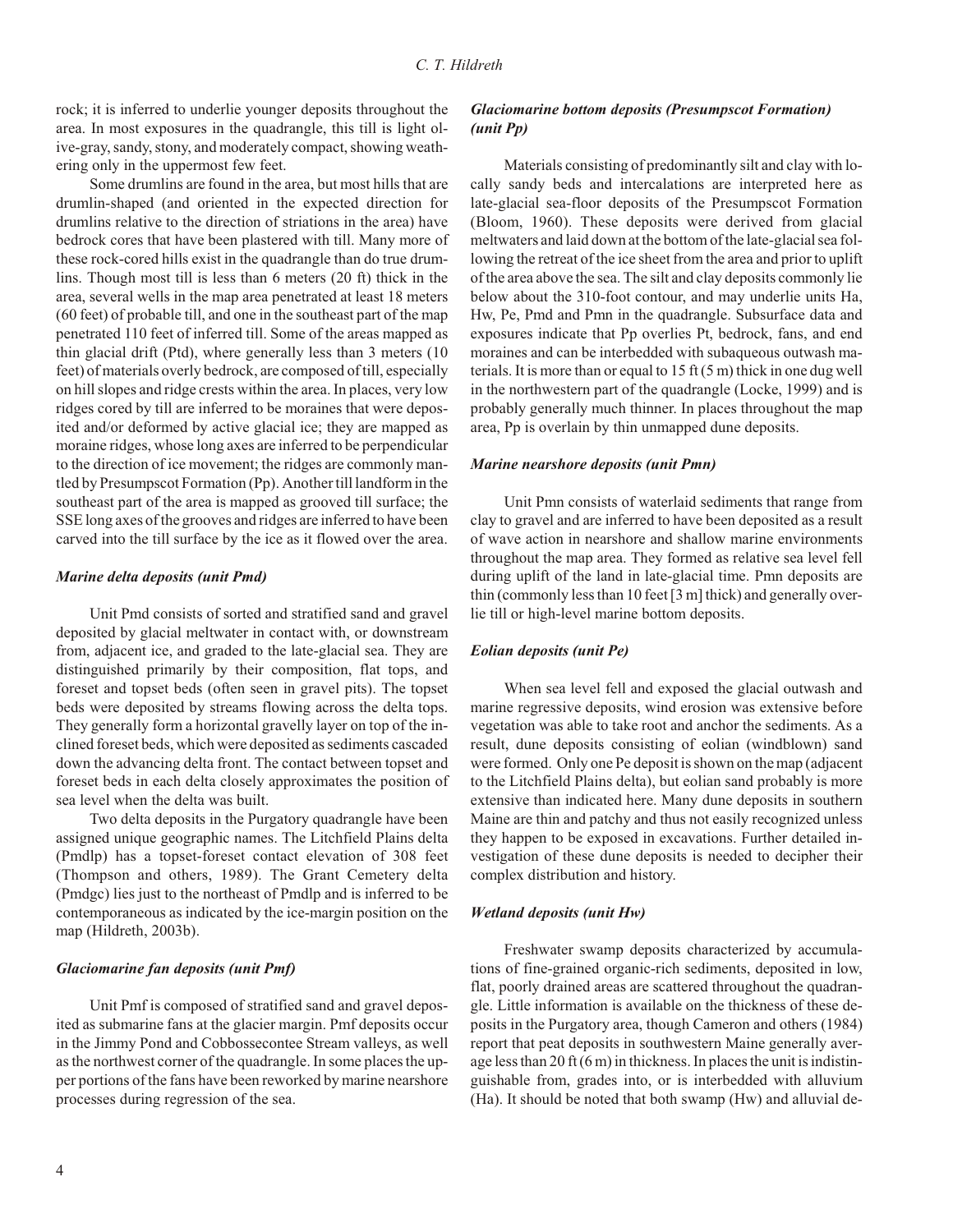rock; it is inferred to underlie younger deposits throughout the area. In most exposures in the quadrangle, this till is light olive-gray, sandy, stony, and moderately compact, showing weathering only in the uppermost few feet.

Some drumlins are found in the area, but most hills that are drumlin-shaped (and oriented in the expected direction for drumlins relative to the direction of striations in the area) have bedrock cores that have been plastered with till. Many more of these rock-cored hills exist in the quadrangle than do true drumlins. Though most till is less than 6 meters (20 ft) thick in the area, several wells in the map area penetrated at least 18 meters (60 feet) of probable till, and one in the southeast part of the map penetrated 110 feet of inferred till. Some of the areas mapped as thin glacial drift (Ptd), where generally less than 3 meters (10 feet) of materials overly bedrock, are composed of till, especially on hill slopes and ridge crests within the area. In places, very low ridges cored by till are inferred to be moraines that were deposited and/or deformed by active glacial ice; they are mapped as moraine ridges, whose long axes are inferred to be perpendicular to the direction of ice movement; the ridges are commonly mantled by Presumpscot Formation (Pp). Another till landform in the southeast part of the area is mapped as grooved till surface; the SSE long axes of the grooves and ridges are inferred to have been carved into the till surface by the ice as it flowed over the area.

### *Marine delta deposits (unit Pmd)*

Unit Pmd consists of sorted and stratified sand and gravel deposited by glacial meltwater in contact with, or downstream from, adjacent ice, and graded to the late-glacial sea. They are distinguished primarily by their composition, flat tops, and foreset and topset beds (often seen in gravel pits). The topset beds were deposited by streams flowing across the delta tops. They generally form a horizontal gravelly layer on top of the inclined foreset beds, which were deposited as sediments cascaded down the advancing delta front. The contact between topset and foreset beds in each delta closely approximates the position of sea level when the delta was built.

Two delta deposits in the Purgatory quadrangle have been assigned unique geographic names. The Litchfield Plains delta (Pmdlp) has a topset-foreset contact elevation of 308 feet (Thompson and others, 1989). The Grant Cemetery delta (Pmdgc) lies just to the northeast of Pmdlp and is inferred to be contemporaneous as indicated by the ice-margin position on the map (Hildreth, 2003b).

### *Glaciomarine fan deposits (unit Pmf)*

Unit Pmf is composed of stratified sand and gravel deposited as submarine fans at the glacier margin. Pmf deposits occur in the Jimmy Pond and Cobbossecontee Stream valleys, as well as the northwest corner of the quadrangle. In some places the upper portions of the fans have been reworked by marine nearshore processes during regression of the sea.

### *Glaciomarine bottom deposits (Presumpscot Formation) (unit Pp)*

Materials consisting of predominantly silt and clay with locally sandy beds and intercalations are interpreted here as late-glacial sea-floor deposits of the Presumpscot Formation (Bloom, 1960). These deposits were derived from glacial meltwaters and laid down at the bottom of the late-glacial sea following the retreat of the ice sheet from the area and prior to uplift of the area above the sea. The silt and clay deposits commonly lie below about the 310-foot contour, and may underlie units Ha, Hw, Pe, Pmd and Pmn in the quadrangle. Subsurface data and exposures indicate that Pp overlies Pt, bedrock, fans, and end moraines and can be interbedded with subaqueous outwash materials. It is more than or equal to 15 ft (5 m) thick in one dug well in the northwestern part of the quadrangle (Locke, 1999) and is probably generally much thinner. In places throughout the map area, Pp is overlain by thin unmapped dune deposits.

### *Marine nearshore deposits (unit Pmn)*

Unit Pmn consists of waterlaid sediments that range from clay to gravel and are inferred to have been deposited as a result of wave action in nearshore and shallow marine environments throughout the map area. They formed as relative sea level fell during uplift of the land in late-glacial time. Pmn deposits are thin (commonly less than 10 feet [3 m] thick) and generally overlie till or high-level marine bottom deposits.

### *Eolian deposits (unit Pe)*

When sea level fell and exposed the glacial outwash and marine regressive deposits, wind erosion was extensive before vegetation was able to take root and anchor the sediments. As a result, dune deposits consisting of eolian (windblown) sand were formed. Only one Pe deposit is shown on the map (adjacent to the Litchfield Plains delta), but eolian sand probably is more extensive than indicated here. Many dune deposits in southern Maine are thin and patchy and thus not easily recognized unless they happen to be exposed in excavations. Further detailed investigation of these dune deposits is needed to decipher their complex distribution and history.

### *Wetland deposits (unit Hw)*

Freshwater swamp deposits characterized by accumulations of fine-grained organic-rich sediments, deposited in low, flat, poorly drained areas are scattered throughout the quadrangle. Little information is available on the thickness of these deposits in the Purgatory area, though Cameron and others (1984) report that peat deposits in southwestern Maine generally average less than 20 ft (6 m) in thickness. In places the unit is indistinguishable from, grades into, or is interbedded with alluvium (Ha). It should be noted that both swamp (Hw) and alluvial de-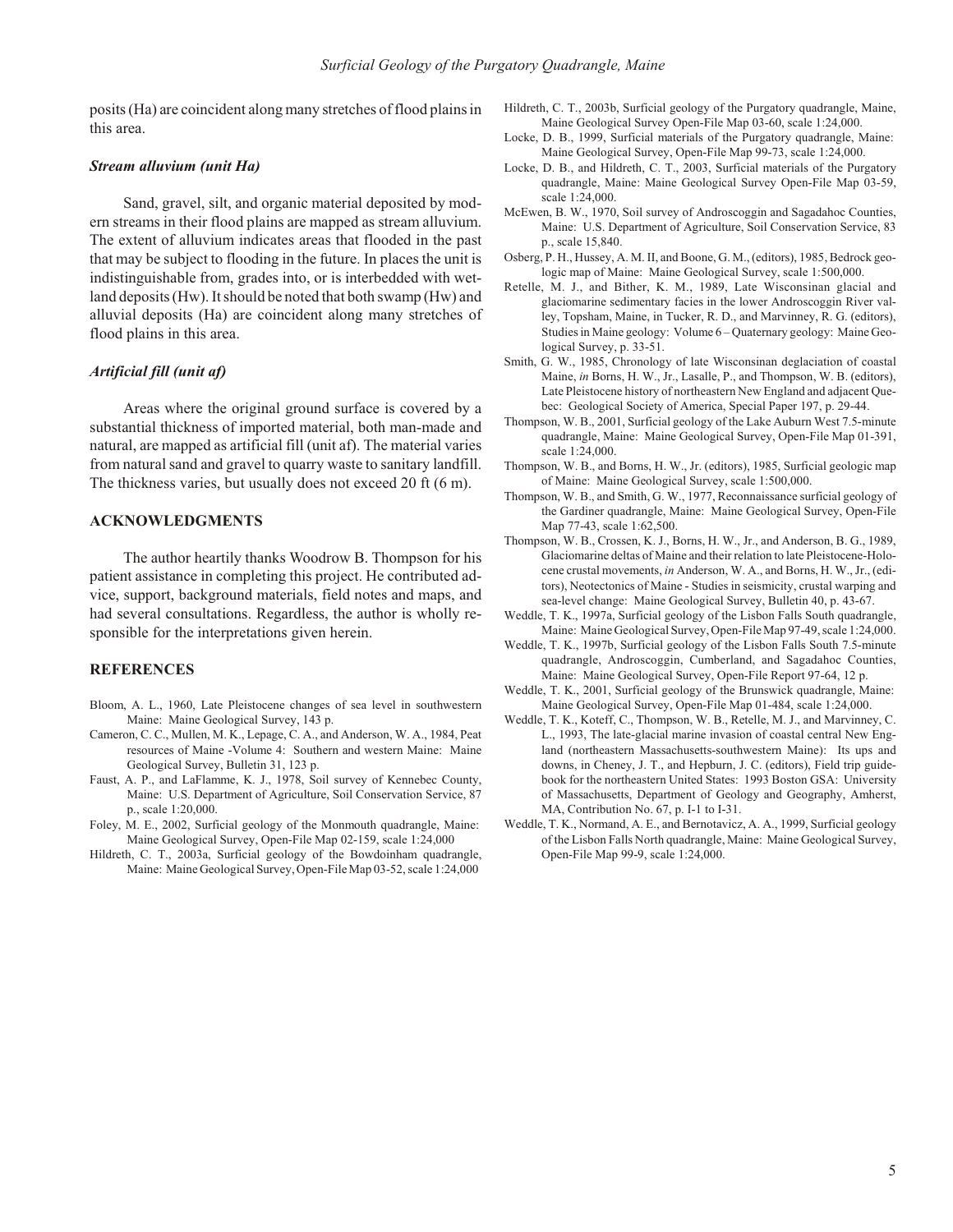posits (Ha) are coincident along many stretches of flood plains in this area.

### *Stream alluvium (unit Ha)*

Sand, gravel, silt, and organic material deposited by modern streams in their flood plains are mapped as stream alluvium. The extent of alluvium indicates areas that flooded in the past that may be subject to flooding in the future. In places the unit is indistinguishable from, grades into, or is interbedded with wetland deposits (Hw). It should be noted that both swamp (Hw) and alluvial deposits (Ha) are coincident along many stretches of flood plains in this area.

### *Artificial fill (unit af)*

Areas where the original ground surface is covered by a substantial thickness of imported material, both man-made and natural, are mapped as artificial fill (unit af). The material varies from natural sand and gravel to quarry waste to sanitary landfill. The thickness varies, but usually does not exceed 20 ft (6 m).

## ACKNOWLEDGMENTS

The author heartily thanks Woodrow B. Thompson for his patient assistance in completing this project. He contributed advice, support, background materials, field notes and maps, and had several consultations. Regardless, the author is wholly responsible for the interpretations given herein.

## REFERENCES

Bloom, A. L., 1960, Late Pleistocene changes of sea level in southwestern Maine: Maine Geological Survey, 143 p.

Cameron, C. C., Mullen, M. K., Lepage, C. A., and Anderson, W. A., 1984, Peat resources of Maine -Volume 4: Southern and western Maine: Maine Geological Survey, Bulletin 31, 123 p.

Faust, A. P., and LaFlamme, K. J., 1978, Soil survey of Kennebec County, Maine: U.S. Department of Agriculture, Soil Conservation Service, 87 p., scale 1:20,000.

Foley, M. E., 2002, Surficial geology of the Monmouth quadrangle, Maine: Maine Geological Survey, Open-File Map 02-159, scale 1:24,000

Hildreth, C. T., 2003a, Surficial geology of the Bowdoinham quadrangle, Maine: Maine Geological Survey, Open-File Map 03-52, scale 1:24,000

Hildreth, C. T., 2003b, Surficial geology of the Purgatory quadrangle, Maine, Maine Geological Survey Open-File Map 03-60, scale 1:24,000.

Locke, D. B., 1999, Surficial materials of the Purgatory quadrangle, Maine: Maine Geological Survey, Open-File Map 99-73, scale 1:24,000.

Locke, D. B., and Hildreth, C. T., 2003, Surficial materials of the Purgatory quadrangle, Maine: Maine Geological Survey Open-File Map 03-59, scale 1:24,000.

McEwen, B. W., 1970, Soil survey of Androscoggin and Sagadahoc Counties, Maine: U.S. Department of Agriculture, Soil Conservation Service, 83 p., scale 15,840.

Osberg, P. H., Hussey, A. M. II, and Boone, G. M., (editors), 1985, Bedrock geologic map of Maine: Maine Geological Survey, scale 1:500,000.

Retelle, M. J., and Bither, K. M., 1989, Late Wisconsinan glacial and glaciomarine sedimentary facies in the lower Androscoggin River valley, Topsham, Maine, in Tucker, R. D., and Marvinney, R. G. (editors), Studies in Maine geology: Volume 6 – Quaternary geology: Maine Geological Survey, p. 33-51.

Smith, G. W., 1985, Chronology of late Wisconsinan deglaciation of coastal Maine, *in* Borns, H. W., Jr., Lasalle, P., and Thompson, W. B. (editors), Late Pleistocene history of northeastern New England and adjacent Quebec: Geological Society of America, Special Paper 197, p. 29-44.

Thompson, W. B., 2001, Surficial geology of the Lake Auburn West 7.5-minute quadrangle, Maine: Maine Geological Survey, Open-File Map 01-391, scale 1:24,000.

Thompson, W. B., and Borns, H. W., Jr. (editors), 1985, Surficial geologic map of Maine: Maine Geological Survey, scale 1:500,000.

Thompson, W. B., and Smith, G. W., 1977, Reconnaissance surficial geology of the Gardiner quadrangle, Maine: Maine Geological Survey, Open-File Map 77-43, scale 1:62,500.

Thompson, W. B., Crossen, K. J., Borns, H. W., Jr., and Anderson, B. G., 1989, Glaciomarine deltas of Maine and their relation to late Pleistocene-Holocene crustal movements, *in* Anderson, W. A., and Borns, H. W., Jr., (editors), Neotectonics of Maine - Studies in seismicity, crustal warping and sea-level change: Maine Geological Survey, Bulletin 40, p. 43-67.

Weddle, T. K., 1997a, Surficial geology of the Lisbon Falls South quadrangle, Maine: Maine Geological Survey, Open-File Map 97-49, scale 1:24,000.

Weddle, T. K., 1997b, Surficial geology of the Lisbon Falls South 7.5-minute quadrangle, Androscoggin, Cumberland, and Sagadahoc Counties, Maine: Maine Geological Survey, Open-File Report 97-64, 12 p.

Weddle, T. K., 2001, Surficial geology of the Brunswick quadrangle, Maine: Maine Geological Survey, Open-File Map 01-484, scale 1:24,000.

Weddle, T. K., Koteff, C., Thompson, W. B., Retelle, M. J., and Marvinney, C. L., 1993, The late-glacial marine invasion of coastal central New England (northeastern Massachusetts-southwestern Maine): Its ups and downs, in Cheney, J. T., and Hepburn, J. C. (editors), Field trip guidebook for the northeastern United States: 1993 Boston GSA: University of Massachusetts, Department of Geology and Geography, Amherst, MA, Contribution No. 67, p. I-1 to I-31.

Weddle, T. K., Normand, A. E., and Bernotavicz, A. A., 1999, Surficial geology of the Lisbon Falls North quadrangle, Maine: Maine Geological Survey, Open-File Map 99-9, scale 1:24,000.